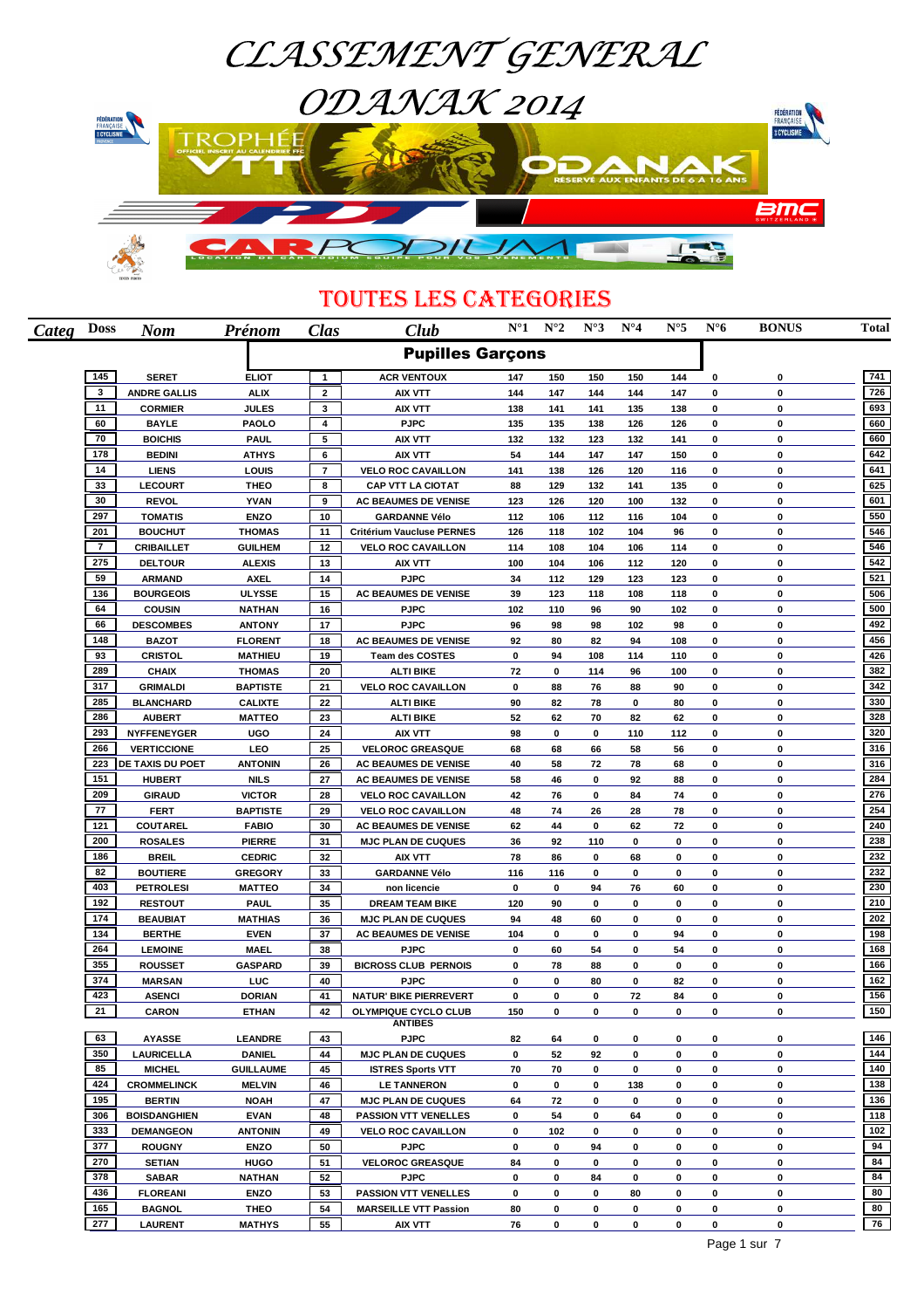# CLASSEMENT GENERAL

# ODANAK 2014

TROPHÉE VTT OFFICIEL INSCRIT AU CALENDRIER FFC

ODANAK RÉSERVÉ AUX ENFANTS DE 6 À 16 ANS

CAR PODIUM — LOCATION DE CAR PODIUM EQUIPE POUR VOS EVENEMENTS

## TOUTES LES CATEGORIES

| Categ | Doss | Nom | Prénom | Clas | Club | N°1 | N°2 | N°3 | N°4 | N°5 | N°6 | BONUS | Total |
|---|---|---|---|---|---|---|---|---|---|---|---|---|---|
| | | | **Pupilles Garçons** | | | | | | | | | | |
| | 145 | SERET | ELIOT | 1 | ACR VENTOUX | 147 | 150 | 150 | 150 | 144 | 0 | 0 | 741 |
| | 3 | ANDRE GALLIS | ALIX | 2 | AIX VTT | 144 | 147 | 144 | 144 | 147 | 0 | 0 | 726 |
| | 11 | CORMIER | JULES | 3 | AIX VTT | 138 | 141 | 141 | 135 | 138 | 0 | 0 | 693 |
| | 60 | BAYLE | PAOLO | 4 | PJPC | 135 | 135 | 138 | 126 | 126 | 0 | 0 | 660 |
| | 70 | BOICHIS | PAUL | 5 | AIX VTT | 132 | 132 | 123 | 132 | 141 | 0 | 0 | 660 |
| | 178 | BEDINI | ATHYS | 6 | AIX VTT | 54 | 144 | 147 | 147 | 150 | 0 | 0 | 642 |
| | 14 | LIENS | LOUIS | 7 | VELO ROC CAVAILLON | 141 | 138 | 126 | 120 | 116 | 0 | 0 | 641 |
| | 33 | LECOURT | THEO | 8 | CAP VTT LA CIOTAT | 88 | 129 | 132 | 141 | 135 | 0 | 0 | 625 |
| | 30 | REVOL | YVAN | 9 | AC BEAUMES DE VENISE | 123 | 126 | 120 | 100 | 132 | 0 | 0 | 601 |
| | 297 | TOMATIS | ENZO | 10 | GARDANNE Vélo | 112 | 106 | 112 | 116 | 104 | 0 | 0 | 550 |
| | 201 | BOUCHUT | THOMAS | 11 | Critérium Vaucluse PERNES | 126 | 118 | 102 | 104 | 96 | 0 | 0 | 546 |
| | 7 | CRIBAILLET | GUILHEM | 12 | VELO ROC CAVAILLON | 114 | 108 | 104 | 106 | 114 | 0 | 0 | 546 |
| | 275 | DELTOUR | ALEXIS | 13 | AIX VTT | 100 | 104 | 106 | 112 | 120 | 0 | 0 | 542 |
| | 59 | ARMAND | AXEL | 14 | PJPC | 34 | 112 | 129 | 123 | 123 | 0 | 0 | 521 |
| | 136 | BOURGEOIS | ULYSSE | 15 | AC BEAUMES DE VENISE | 39 | 123 | 118 | 108 | 118 | 0 | 0 | 506 |
| | 64 | COUSIN | NATHAN | 16 | PJPC | 102 | 110 | 96 | 90 | 102 | 0 | 0 | 500 |
| | 66 | DESCOMBES | ANTONY | 17 | PJPC | 96 | 98 | 98 | 102 | 98 | 0 | 0 | 492 |
| | 148 | BAZOT | FLORENT | 18 | AC BEAUMES DE VENISE | 92 | 80 | 82 | 94 | 108 | 0 | 0 | 456 |
| | 93 | CRISTOL | MATHIEU | 19 | Team des COSTES | 0 | 94 | 108 | 114 | 110 | 0 | 0 | 426 |
| | 289 | CHAIX | THOMAS | 20 | ALTI BIKE | 72 | 0 | 114 | 96 | 100 | 0 | 0 | 382 |
| | 317 | GRIMALDI | BAPTISTE | 21 | VELO ROC CAVAILLON | 0 | 88 | 76 | 88 | 90 | 0 | 0 | 342 |
| | 285 | BLANCHARD | CALIXTE | 22 | ALTI BIKE | 90 | 82 | 78 | 0 | 80 | 0 | 0 | 330 |
| | 286 | AUBERT | MATTEO | 23 | ALTI BIKE | 52 | 62 | 70 | 82 | 62 | 0 | 0 | 328 |
| | 293 | NYFFENEYGER | UGO | 24 | AIX VTT | 98 | 0 | 0 | 110 | 112 | 0 | 0 | 320 |
| | 266 | VERTICCIONE | LEO | 25 | VELOROC GREASQUE | 68 | 68 | 66 | 58 | 56 | 0 | 0 | 316 |
| | 223 | DE TAXIS DU POET | ANTONIN | 26 | AC BEAUMES DE VENISE | 40 | 58 | 72 | 78 | 68 | 0 | 0 | 316 |
| | 151 | HUBERT | NILS | 27 | AC BEAUMES DE VENISE | 58 | 46 | 0 | 92 | 88 | 0 | 0 | 284 |
| | 209 | GIRAUD | VICTOR | 28 | VELO ROC CAVAILLON | 42 | 76 | 0 | 84 | 74 | 0 | 0 | 276 |
| | 77 | FERT | BAPTISTE | 29 | VELO ROC CAVAILLON | 48 | 74 | 26 | 28 | 78 | 0 | 0 | 254 |
| | 121 | COUTAREL | FABIO | 30 | AC BEAUMES DE VENISE | 62 | 44 | 0 | 62 | 72 | 0 | 0 | 240 |
| | 200 | ROSALES | PIERRE | 31 | MJC PLAN DE CUQUES | 36 | 92 | 110 | 0 | 0 | 0 | 0 | 238 |
| | 186 | BREIL | CEDRIC | 32 | AIX VTT | 78 | 86 | 0 | 68 | 0 | 0 | 0 | 232 |
| | 82 | BOUTIERE | GREGORY | 33 | GARDANNE Vélo | 116 | 116 | 0 | 0 | 0 | 0 | 0 | 232 |
| | 403 | PETROLESI | MATTEO | 34 | non licencie | 0 | 0 | 94 | 76 | 60 | 0 | 0 | 230 |
| | 192 | RESTOUT | PAUL | 35 | DREAM TEAM BIKE | 120 | 90 | 0 | 0 | 0 | 0 | 0 | 210 |
| | 174 | BEAUBIAT | MATHIAS | 36 | MJC PLAN DE CUQUES | 94 | 48 | 60 | 0 | 0 | 0 | 0 | 202 |
| | 134 | BERTHE | EVEN | 37 | AC BEAUMES DE VENISE | 104 | 0 | 0 | 0 | 94 | 0 | 0 | 198 |
| | 264 | LEMOINE | MAEL | 38 | PJPC | 0 | 60 | 54 | 0 | 54 | 0 | 0 | 168 |
| | 355 | ROUSSET | GASPARD | 39 | BICROSS CLUB PERNOIS | 0 | 78 | 88 | 0 | 0 | 0 | 0 | 166 |
| | 374 | MARSAN | LUC | 40 | PJPC | 0 | 0 | 80 | 0 | 82 | 0 | 0 | 162 |
| | 423 | ASENCI | DORIAN | 41 | NATUR' BIKE PIERREVERT | 0 | 0 | 0 | 72 | 84 | 0 | 0 | 156 |
| | 21 | CARON | ETHAN | 42 | OLYMPIQUE CYCLO CLUB ANTIBES | 150 | 0 | 0 | 0 | 0 | 0 | 0 | 150 |
| | 63 | AYASSE | LEANDRE | 43 | PJPC | 82 | 64 | 0 | 0 | 0 | 0 | 0 | 146 |
| | 350 | LAURICELLA | DANIEL | 44 | MJC PLAN DE CUQUES | 0 | 52 | 92 | 0 | 0 | 0 | 0 | 144 |
| | 85 | MICHEL | GUILLAUME | 45 | ISTRES Sports VTT | 70 | 70 | 0 | 0 | 0 | 0 | 0 | 140 |
| | 424 | CROMMELINCK | MELVIN | 46 | LE TANNERON | 0 | 0 | 0 | 138 | 0 | 0 | 0 | 138 |
| | 195 | BERTIN | NOAH | 47 | MJC PLAN DE CUQUES | 64 | 72 | 0 | 0 | 0 | 0 | 0 | 136 |
| | 306 | BOISDANGHIEN | EVAN | 48 | PASSION VTT VENELLES | 0 | 54 | 0 | 64 | 0 | 0 | 0 | 118 |
| | 333 | DEMANGEON | ANTONIN | 49 | VELO ROC CAVAILLON | 0 | 102 | 0 | 0 | 0 | 0 | 0 | 102 |
| | 377 | ROUGNY | ENZO | 50 | PJPC | 0 | 0 | 94 | 0 | 0 | 0 | 0 | 94 |
| | 270 | SETIAN | HUGO | 51 | VELOROC GREASQUE | 84 | 0 | 0 | 0 | 0 | 0 | 0 | 84 |
| | 378 | SABAR | NATHAN | 52 | PJPC | 0 | 0 | 84 | 0 | 0 | 0 | 0 | 84 |
| | 436 | FLOREANI | ENZO | 53 | PASSION VTT VENELLES | 0 | 0 | 0 | 80 | 0 | 0 | 0 | 80 |
| | 165 | BAGNOL | THEO | 54 | MARSEILLE VTT Passion | 80 | 0 | 0 | 0 | 0 | 0 | 0 | 80 |
| | 277 | LAURENT | MATHYS | 55 | AIX VTT | 76 | 0 | 0 | 0 | 0 | 0 | 0 | 76 |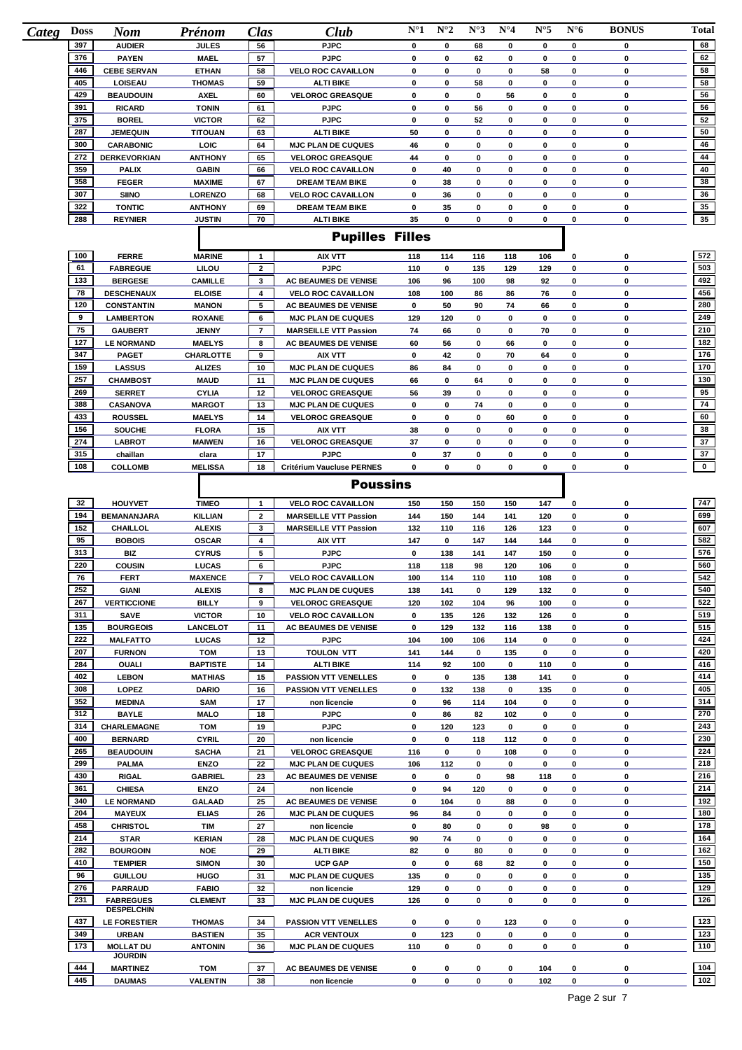| Categ | Doss | Nom | Prénom | Clas | Club | N°1 | N°2 | N°3 | N°4 | N°5 | N°6 | BONUS | Total |
|---|---|---|---|---|---|---|---|---|---|---|---|---|---|
| | 397 | AUDIER | JULES | 56 | PJPC | 0 | 0 | 68 | 0 | 0 | 0 | 0 | 68 |
| | 376 | PAYEN | MAEL | 57 | PJPC | 0 | 0 | 62 | 0 | 0 | 0 | 0 | 62 |
| | 446 | CEBE SERVAN | ETHAN | 58 | VELO ROC CAVAILLON | 0 | 0 | 0 | 0 | 58 | 0 | 0 | 58 |
| | 405 | LOISEAU | THOMAS | 59 | ALTI BIKE | 0 | 0 | 58 | 0 | 0 | 0 | 0 | 58 |
| | 429 | BEAUDOUIN | AXEL | 60 | VELOROC GREASQUE | 0 | 0 | 0 | 56 | 0 | 0 | 0 | 56 |
| | 391 | RICARD | TONIN | 61 | PJPC | 0 | 0 | 56 | 0 | 0 | 0 | 0 | 56 |
| | 375 | BOREL | VICTOR | 62 | PJPC | 0 | 0 | 52 | 0 | 0 | 0 | 0 | 52 |
| | 287 | JEMEQUIN | TITOUAN | 63 | ALTI BIKE | 50 | 0 | 0 | 0 | 0 | 0 | 0 | 50 |
| | 300 | CARABONIC | LOIC | 64 | MJC PLAN DE CUQUES | 46 | 0 | 0 | 0 | 0 | 0 | 0 | 46 |
| | 272 | DERKEVORKIAN | ANTHONY | 65 | VELOROC GREASQUE | 44 | 0 | 0 | 0 | 0 | 0 | 0 | 44 |
| | 359 | PALIX | GABIN | 66 | VELO ROC CAVAILLON | 0 | 40 | 0 | 0 | 0 | 0 | 0 | 40 |
| | 358 | FEGER | MAXIME | 67 | DREAM TEAM BIKE | 0 | 38 | 0 | 0 | 0 | 0 | 0 | 38 |
| | 307 | SIINO | LORENZO | 68 | VELO ROC CAVAILLON | 0 | 36 | 0 | 0 | 0 | 0 | 0 | 36 |
| | 322 | TONTIC | ANTHONY | 69 | DREAM TEAM BIKE | 0 | 35 | 0 | 0 | 0 | 0 | 0 | 35 |
| | 288 | REYNIER | JUSTIN | 70 | ALTI BIKE | 35 | 0 | 0 | 0 | 0 | 0 | 0 | 35 |

## Pupilles Filles

| Doss | Nom | Prénom | Clas | Club | N°1 | N°2 | N°3 | N°4 | N°5 | N°6 | BONUS | Total |
|---|---|---|---|---|---|---|---|---|---|---|---|---|
| 100 | FERRE | MARINE | 1 | AIX VTT | 118 | 114 | 116 | 118 | 106 | 0 | 0 | 572 |
| 61 | FABREGUE | LILOU | 2 | PJPC | 110 | 0 | 135 | 129 | 129 | 0 | 0 | 503 |
| 133 | BERGESE | CAMILLE | 3 | AC BEAUMES DE VENISE | 106 | 96 | 100 | 98 | 92 | 0 | 0 | 492 |
| 78 | DESCHENAUX | ELOISE | 4 | VELO ROC CAVAILLON | 108 | 100 | 86 | 86 | 76 | 0 | 0 | 456 |
| 120 | CONSTANTIN | MANON | 5 | AC BEAUMES DE VENISE | 0 | 50 | 90 | 74 | 66 | 0 | 0 | 280 |
| 9 | LAMBERTON | ROXANE | 6 | MJC PLAN DE CUQUES | 129 | 120 | 0 | 0 | 0 | 0 | 0 | 249 |
| 75 | GAUBERT | JENNY | 7 | MARSEILLE VTT Passion | 74 | 66 | 0 | 0 | 70 | 0 | 0 | 210 |
| 127 | LE NORMAND | MAELYS | 8 | AC BEAUMES DE VENISE | 60 | 56 | 0 | 66 | 0 | 0 | 0 | 182 |
| 347 | PAGET | CHARLOTTE | 9 | AIX VTT | 0 | 42 | 0 | 70 | 64 | 0 | 0 | 176 |
| 159 | LASSUS | ALIZES | 10 | MJC PLAN DE CUQUES | 86 | 84 | 0 | 0 | 0 | 0 | 0 | 170 |
| 257 | CHAMBOST | MAUD | 11 | MJC PLAN DE CUQUES | 66 | 0 | 64 | 0 | 0 | 0 | 0 | 130 |
| 269 | SERRET | CYLIA | 12 | VELOROC GREASQUE | 56 | 39 | 0 | 0 | 0 | 0 | 0 | 95 |
| 388 | CASANOVA | MARGOT | 13 | MJC PLAN DE CUQUES | 0 | 0 | 74 | 0 | 0 | 0 | 0 | 74 |
| 433 | ROUSSEL | MAELYS | 14 | VELOROC GREASQUE | 0 | 0 | 0 | 60 | 0 | 0 | 0 | 60 |
| 156 | SOUCHE | FLORA | 15 | AIX VTT | 38 | 0 | 0 | 0 | 0 | 0 | 0 | 38 |
| 274 | LABROT | MAIWEN | 16 | VELOROC GREASQUE | 37 | 0 | 0 | 0 | 0 | 0 | 0 | 37 |
| 315 | chaillan | clara | 17 | PJPC | 0 | 37 | 0 | 0 | 0 | 0 | 0 | 37 |
| 108 | COLLOMB | MELISSA | 18 | Critérium Vaucluse PERNES | 0 | 0 | 0 | 0 | 0 | 0 | 0 | 0 |

## Poussins

| Doss | Nom | Prénom | Clas | Club | N°1 | N°2 | N°3 | N°4 | N°5 | N°6 | BONUS | Total |
|---|---|---|---|---|---|---|---|---|---|---|---|---|
| 32 | HOUYVET | TIMEO | 1 | VELO ROC CAVAILLON | 150 | 150 | 150 | 150 | 147 | 0 | 0 | 747 |
| 194 | BEMANANJARA | KILLIAN | 2 | MARSEILLE VTT Passion | 144 | 150 | 144 | 141 | 120 | 0 | 0 | 699 |
| 152 | CHAILLOL | ALEXIS | 3 | MARSEILLE VTT Passion | 132 | 110 | 116 | 126 | 123 | 0 | 0 | 607 |
| 95 | BOBOIS | OSCAR | 4 | AIX VTT | 147 | 0 | 147 | 144 | 144 | 0 | 0 | 582 |
| 313 | BIZ | CYRUS | 5 | PJPC | 0 | 138 | 141 | 147 | 150 | 0 | 0 | 576 |
| 220 | COUSIN | LUCAS | 6 | PJPC | 118 | 118 | 98 | 120 | 106 | 0 | 0 | 560 |
| 76 | FERT | MAXENCE | 7 | VELO ROC CAVAILLON | 100 | 114 | 110 | 110 | 108 | 0 | 0 | 542 |
| 252 | GIANI | ALEXIS | 8 | MJC PLAN DE CUQUES | 138 | 141 | 0 | 129 | 132 | 0 | 0 | 540 |
| 267 | VERTICCIONE | BILLY | 9 | VELOROC GREASQUE | 120 | 102 | 104 | 96 | 100 | 0 | 0 | 522 |
| 311 | SAVE | VICTOR | 10 | VELO ROC CAVAILLON | 0 | 135 | 126 | 132 | 126 | 0 | 0 | 519 |
| 135 | BOURGEOIS | LANCELOT | 11 | AC BEAUMES DE VENISE | 0 | 129 | 132 | 116 | 138 | 0 | 0 | 515 |
| 222 | MALFATTO | LUCAS | 12 | PJPC | 104 | 100 | 106 | 114 | 0 | 0 | 0 | 424 |
| 207 | FURNON | TOM | 13 | TOULON VTT | 141 | 144 | 0 | 135 | 0 | 0 | 0 | 420 |
| 284 | OUALI | BAPTISTE | 14 | ALTI BIKE | 114 | 92 | 100 | 0 | 110 | 0 | 0 | 416 |
| 402 | LEBON | MATHIAS | 15 | PASSION VTT VENELLES | 0 | 0 | 135 | 138 | 141 | 0 | 0 | 414 |
| 308 | LOPEZ | DARIO | 16 | PASSION VTT VENELLES | 0 | 132 | 138 | 0 | 135 | 0 | 0 | 405 |
| 352 | MEDINA | SAM | 17 | non licencie | 0 | 96 | 114 | 104 | 0 | 0 | 0 | 314 |
| 312 | BAYLE | MALO | 18 | PJPC | 0 | 86 | 82 | 102 | 0 | 0 | 0 | 270 |
| 314 | CHARLEMAGNE | TOM | 19 | PJPC | 0 | 120 | 123 | 0 | 0 | 0 | 0 | 243 |
| 400 | BERNARD | CYRIL | 20 | non licencie | 0 | 0 | 118 | 112 | 0 | 0 | 0 | 230 |
| 265 | BEAUDOUIN | SACHA | 21 | VELOROC GREASQUE | 116 | 0 | 0 | 108 | 0 | 0 | 0 | 224 |
| 299 | PALMA | ENZO | 22 | MJC PLAN DE CUQUES | 106 | 112 | 0 | 0 | 0 | 0 | 0 | 218 |
| 430 | RIGAL | GABRIEL | 23 | AC BEAUMES DE VENISE | 0 | 0 | 0 | 98 | 118 | 0 | 0 | 216 |
| 361 | CHIESA | ENZO | 24 | non licencie | 0 | 94 | 120 | 0 | 0 | 0 | 0 | 214 |
| 340 | LE NORMAND | GALAAD | 25 | AC BEAUMES DE VENISE | 0 | 104 | 0 | 88 | 0 | 0 | 0 | 192 |
| 204 | MAYEUX | ELIAS | 26 | MJC PLAN DE CUQUES | 96 | 84 | 0 | 0 | 0 | 0 | 0 | 180 |
| 458 | CHRISTOL | TIM | 27 | non licencie | 0 | 80 | 0 | 0 | 98 | 0 | 0 | 178 |
| 214 | STAR | KERIAN | 28 | MJC PLAN DE CUQUES | 90 | 74 | 0 | 0 | 0 | 0 | 0 | 164 |
| 282 | BOURGOIN | NOE | 29 | ALTI BIKE | 82 | 0 | 80 | 0 | 0 | 0 | 0 | 162 |
| 410 | TEMPIER | SIMON | 30 | UCP GAP | 0 | 0 | 68 | 82 | 0 | 0 | 0 | 150 |
| 96 | GUILLOU | HUGO | 31 | MJC PLAN DE CUQUES | 135 | 0 | 0 | 0 | 0 | 0 | 0 | 135 |
| 276 | PARRAUD | FABIO | 32 | non licencie | 129 | 0 | 0 | 0 | 0 | 0 | 0 | 129 |
| 231 | FABREGUES | CLEMENT | 33 | MJC PLAN DE CUQUES | 126 | 0 | 0 | 0 | 0 | 0 | 0 | 126 |
| 437 | DESPELCHIN LE FORESTIER | THOMAS | 34 | PASSION VTT VENELLES | 0 | 0 | 0 | 123 | 0 | 0 | 0 | 123 |
| 349 | URBAN | BASTIEN | 35 | ACR VENTOUX | 0 | 123 | 0 | 0 | 0 | 0 | 0 | 123 |
| 173 | MOLLAT DU JOURDIN | ANTONIN | 36 | MJC PLAN DE CUQUES | 110 | 0 | 0 | 0 | 0 | 0 | 0 | 110 |
| 444 | MARTINEZ | TOM | 37 | AC BEAUMES DE VENISE | 0 | 0 | 0 | 0 | 104 | 0 | 0 | 104 |
| 445 | DAUMAS | VALENTIN | 38 | non licencie | 0 | 0 | 0 | 0 | 102 | 0 | 0 | 102 |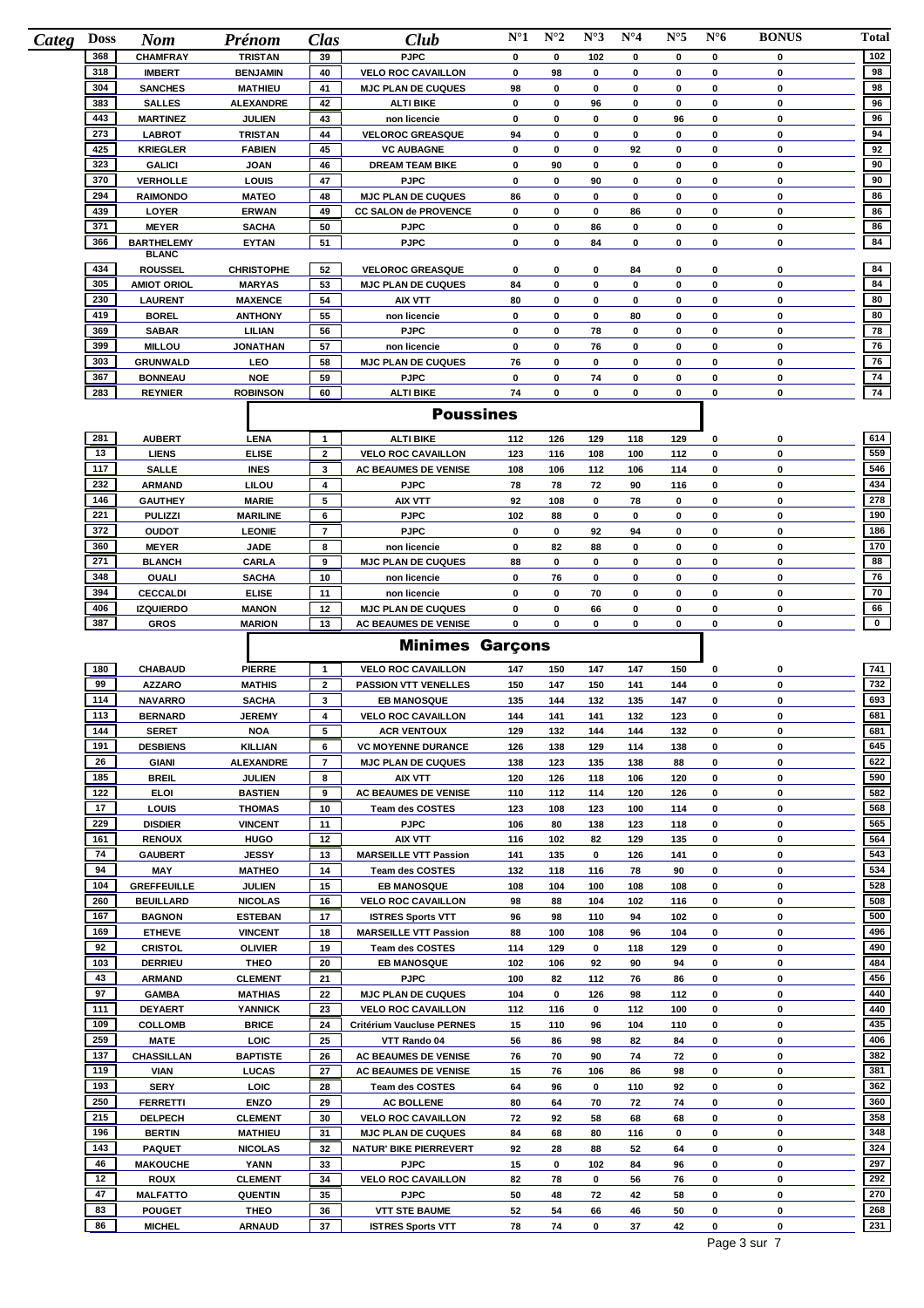| Categ | Doss | Nom | Prénom | Clas | Club | N°1 | N°2 | N°3 | N°4 | N°5 | N°6 | BONUS | Total |
|---|---|---|---|---|---|---|---|---|---|---|---|---|---|
| | 368 | CHAMFRAY | TRISTAN | 39 | PJPC | 0 | 0 | 102 | 0 | 0 | 0 | 0 | 102 |
| | 318 | IMBERT | BENJAMIN | 40 | VELO ROC CAVAILLON | 0 | 98 | 0 | 0 | 0 | 0 | 0 | 98 |
| | 304 | SANCHES | MATHIEU | 41 | MJC PLAN DE CUQUES | 98 | 0 | 0 | 0 | 0 | 0 | 0 | 98 |
| | 383 | SALLES | ALEXANDRE | 42 | ALTI BIKE | 0 | 0 | 96 | 0 | 0 | 0 | 0 | 96 |
| | 443 | MARTINEZ | JULIEN | 43 | non licencie | 0 | 0 | 0 | 0 | 96 | 0 | 0 | 96 |
| | 273 | LABROT | TRISTAN | 44 | VELOROC GREASQUE | 94 | 0 | 0 | 0 | 0 | 0 | 0 | 94 |
| | 425 | KRIEGLER | FABIEN | 45 | VC AUBAGNE | 0 | 0 | 0 | 92 | 0 | 0 | 0 | 92 |
| | 323 | GALICI | JOAN | 46 | DREAM TEAM BIKE | 0 | 90 | 0 | 0 | 0 | 0 | 0 | 90 |
| | 370 | VERHOLLE | LOUIS | 47 | PJPC | 0 | 0 | 90 | 0 | 0 | 0 | 0 | 90 |
| | 294 | RAIMONDO | MATEO | 48 | MJC PLAN DE CUQUES | 86 | 0 | 0 | 0 | 0 | 0 | 0 | 86 |
| | 439 | LOYER | ERWAN | 49 | CC SALON de PROVENCE | 0 | 0 | 0 | 86 | 0 | 0 | 0 | 86 |
| | 371 | MEYER | SACHA | 50 | PJPC | 0 | 0 | 86 | 0 | 0 | 0 | 0 | 86 |
| | 366 | BARTHELEMY | EYTAN | 51 | PJPC | 0 | 0 | 84 | 0 | 0 | 0 | 0 | 84 |
| | 434 | BLANC ROUSSEL | CHRISTOPHE | 52 | VELOROC GREASQUE | 0 | 0 | 0 | 84 | 0 | 0 | 0 | 84 |
| | 305 | AMIOT ORIOL | MARYAS | 53 | MJC PLAN DE CUQUES | 84 | 0 | 0 | 0 | 0 | 0 | 0 | 84 |
| | 230 | LAURENT | MAXENCE | 54 | AIX VTT | 80 | 0 | 0 | 0 | 0 | 0 | 0 | 80 |
| | 419 | BOREL | ANTHONY | 55 | non licencie | 0 | 0 | 0 | 80 | 0 | 0 | 0 | 80 |
| | 369 | SABAR | LILIAN | 56 | PJPC | 0 | 0 | 78 | 0 | 0 | 0 | 0 | 78 |
| | 399 | MILLOU | JONATHAN | 57 | non licencie | 0 | 0 | 76 | 0 | 0 | 0 | 0 | 76 |
| | 303 | GRUNWALD | LEO | 58 | MJC PLAN DE CUQUES | 76 | 0 | 0 | 0 | 0 | 0 | 0 | 76 |
| | 367 | BONNEAU | NOE | 59 | PJPC | 0 | 0 | 74 | 0 | 0 | 0 | 0 | 74 |
| | 283 | REYNIER | ROBINSON | 60 | ALTI BIKE | 74 | 0 | 0 | 0 | 0 | 0 | 0 | 74 |

## Poussines

| Doss | Nom | Prénom | Clas | Club | N°1 | N°2 | N°3 | N°4 | N°5 | N°6 | BONUS | Total |
|---|---|---|---|---|---|---|---|---|---|---|---|---|
| 281 | AUBERT | LENA | 1 | ALTI BIKE | 112 | 126 | 129 | 118 | 129 | 0 | 0 | 614 |
| 13 | LIENS | ELISE | 2 | VELO ROC CAVAILLON | 123 | 116 | 108 | 100 | 112 | 0 | 0 | 559 |
| 117 | SALLE | INES | 3 | AC BEAUMES DE VENISE | 108 | 106 | 112 | 106 | 114 | 0 | 0 | 546 |
| 232 | ARMAND | LILOU | 4 | PJPC | 78 | 78 | 72 | 90 | 116 | 0 | 0 | 434 |
| 146 | GAUTHEY | MARIE | 5 | AIX VTT | 92 | 108 | 0 | 78 | 0 | 0 | 0 | 278 |
| 221 | PULIZZI | MARILINE | 6 | PJPC | 102 | 88 | 0 | 0 | 0 | 0 | 0 | 190 |
| 372 | OUDOT | LEONIE | 7 | PJPC | 0 | 0 | 92 | 94 | 0 | 0 | 0 | 186 |
| 360 | MEYER | JADE | 8 | non licencie | 0 | 82 | 88 | 0 | 0 | 0 | 0 | 170 |
| 271 | BLANCH | CARLA | 9 | MJC PLAN DE CUQUES | 88 | 0 | 0 | 0 | 0 | 0 | 0 | 88 |
| 348 | OUALI | SACHA | 10 | non licencie | 0 | 76 | 0 | 0 | 0 | 0 | 0 | 76 |
| 394 | CECCALDI | ELISE | 11 | non licencie | 0 | 0 | 70 | 0 | 0 | 0 | 0 | 70 |
| 406 | IZQUIERDO | MANON | 12 | MJC PLAN DE CUQUES | 0 | 0 | 66 | 0 | 0 | 0 | 0 | 66 |
| 387 | GROS | MARION | 13 | AC BEAUMES DE VENISE | 0 | 0 | 0 | 0 | 0 | 0 | 0 | 0 |

## Minimes Garçons

| Doss | Nom | Prénom | Clas | Club | N°1 | N°2 | N°3 | N°4 | N°5 | N°6 | BONUS | Total |
|---|---|---|---|---|---|---|---|---|---|---|---|---|
| 180 | CHABAUD | PIERRE | 1 | VELO ROC CAVAILLON | 147 | 150 | 147 | 147 | 150 | 0 | 0 | 741 |
| 99 | AZZARO | MATHIS | 2 | PASSION VTT VENELLES | 150 | 147 | 150 | 141 | 144 | 0 | 0 | 732 |
| 114 | NAVARRO | SACHA | 3 | EB MANOSQUE | 135 | 144 | 132 | 135 | 147 | 0 | 0 | 693 |
| 113 | BERNARD | JEREMY | 4 | VELO ROC CAVAILLON | 144 | 141 | 141 | 132 | 123 | 0 | 0 | 681 |
| 144 | SERET | NOA | 5 | ACR VENTOUX | 129 | 132 | 144 | 144 | 132 | 0 | 0 | 681 |
| 191 | DESBIENS | KILLIAN | 6 | VC MOYENNE DURANCE | 126 | 138 | 129 | 114 | 138 | 0 | 0 | 645 |
| 26 | GIANI | ALEXANDRE | 7 | MJC PLAN DE CUQUES | 138 | 123 | 135 | 138 | 88 | 0 | 0 | 622 |
| 185 | BREIL | JULIEN | 8 | AIX VTT | 120 | 126 | 118 | 106 | 120 | 0 | 0 | 590 |
| 122 | ELOI | BASTIEN | 9 | AC BEAUMES DE VENISE | 110 | 112 | 114 | 120 | 126 | 0 | 0 | 582 |
| 17 | LOUIS | THOMAS | 10 | Team des COSTES | 123 | 108 | 123 | 100 | 114 | 0 | 0 | 568 |
| 229 | DISDIER | VINCENT | 11 | PJPC | 106 | 80 | 138 | 123 | 118 | 0 | 0 | 565 |
| 161 | RENOUX | HUGO | 12 | AIX VTT | 116 | 102 | 82 | 129 | 135 | 0 | 0 | 564 |
| 74 | GAUBERT | JESSY | 13 | MARSEILLE VTT Passion | 141 | 135 | 0 | 126 | 141 | 0 | 0 | 543 |
| 94 | MAY | MATHEO | 14 | Team des COSTES | 132 | 118 | 116 | 78 | 90 | 0 | 0 | 534 |
| 104 | GREFFEUILLE | JULIEN | 15 | EB MANOSQUE | 108 | 104 | 100 | 108 | 108 | 0 | 0 | 528 |
| 260 | BEUILLARD | NICOLAS | 16 | VELO ROC CAVAILLON | 98 | 88 | 104 | 102 | 116 | 0 | 0 | 508 |
| 167 | BAGNON | ESTEBAN | 17 | ISTRES Sports VTT | 96 | 98 | 110 | 94 | 102 | 0 | 0 | 500 |
| 169 | ETHEVE | VINCENT | 18 | MARSEILLE VTT Passion | 88 | 100 | 108 | 96 | 104 | 0 | 0 | 496 |
| 92 | CRISTOL | OLIVIER | 19 | Team des COSTES | 114 | 129 | 0 | 118 | 129 | 0 | 0 | 490 |
| 103 | DERRIEU | THEO | 20 | EB MANOSQUE | 102 | 106 | 92 | 90 | 94 | 0 | 0 | 484 |
| 43 | ARMAND | CLEMENT | 21 | PJPC | 100 | 82 | 112 | 76 | 86 | 0 | 0 | 456 |
| 97 | GAMBA | MATHIAS | 22 | MJC PLAN DE CUQUES | 104 | 0 | 126 | 98 | 112 | 0 | 0 | 440 |
| 111 | DEYAERT | YANNICK | 23 | VELO ROC CAVAILLON | 112 | 116 | 0 | 112 | 100 | 0 | 0 | 440 |
| 109 | COLLOMB | BRICE | 24 | Critérium Vaucluse PERNES | 15 | 110 | 96 | 104 | 110 | 0 | 0 | 435 |
| 259 | MATE | LOIC | 25 | VTT Rando 04 | 56 | 86 | 98 | 82 | 84 | 0 | 0 | 406 |
| 137 | CHASSILLAN | BAPTISTE | 26 | AC BEAUMES DE VENISE | 76 | 70 | 90 | 74 | 72 | 0 | 0 | 382 |
| 119 | VIAN | LUCAS | 27 | AC BEAUMES DE VENISE | 15 | 76 | 106 | 86 | 98 | 0 | 0 | 381 |
| 193 | SERY | LOIC | 28 | Team des COSTES | 64 | 96 | 0 | 110 | 92 | 0 | 0 | 362 |
| 250 | FERRETTI | ENZO | 29 | AC BOLLENE | 80 | 64 | 70 | 72 | 74 | 0 | 0 | 360 |
| 215 | DELPECH | CLEMENT | 30 | VELO ROC CAVAILLON | 72 | 92 | 58 | 68 | 68 | 0 | 0 | 358 |
| 196 | BERTIN | MATHIEU | 31 | MJC PLAN DE CUQUES | 84 | 68 | 80 | 116 | 0 | 0 | 0 | 348 |
| 143 | PAQUET | NICOLAS | 32 | NATUR' BIKE PIERREVERT | 92 | 28 | 88 | 52 | 64 | 0 | 0 | 324 |
| 46 | MAKOUCHE | YANN | 33 | PJPC | 15 | 0 | 102 | 84 | 96 | 0 | 0 | 297 |
| 12 | ROUX | CLEMENT | 34 | VELO ROC CAVAILLON | 82 | 78 | 0 | 56 | 76 | 0 | 0 | 292 |
| 47 | MALFATTO | QUENTIN | 35 | PJPC | 50 | 48 | 72 | 42 | 58 | 0 | 0 | 270 |
| 83 | POUGET | THEO | 36 | VTT STE BAUME | 52 | 54 | 66 | 46 | 50 | 0 | 0 | 268 |
| 86 | MICHEL | ARNAUD | 37 | ISTRES Sports VTT | 78 | 74 | 0 | 37 | 42 | 0 | 0 | 231 |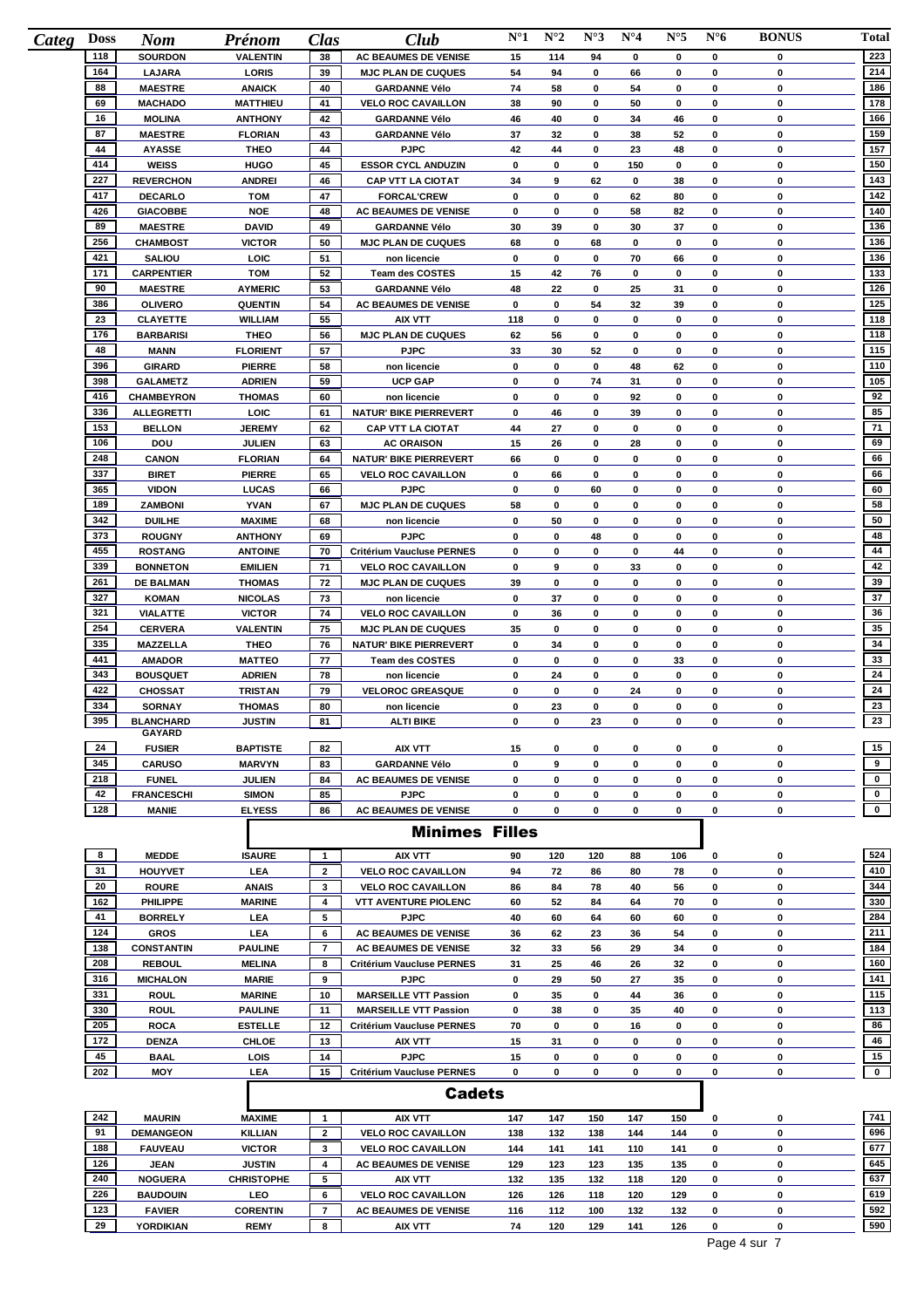| Categ | Doss | Nom | Prénom | Clas | Club | N°1 | N°2 | N°3 | N°4 | N°5 | N°6 | BONUS | Total |
|---|---|---|---|---|---|---|---|---|---|---|---|---|---|
| | 118 | SOURDON | VALENTIN | 38 | AC BEAUMES DE VENISE | 15 | 114 | 94 | 0 | 0 | 0 | 0 | 223 |
| | 164 | LAJARA | LORIS | 39 | MJC PLAN DE CUQUES | 54 | 94 | 0 | 66 | 0 | 0 | 0 | 214 |
| | 88 | MAESTRE | ANAICK | 40 | GARDANNE Vélo | 74 | 58 | 0 | 54 | 0 | 0 | 0 | 186 |
| | 69 | MACHADO | MATTHIEU | 41 | VELO ROC CAVAILLON | 38 | 90 | 0 | 50 | 0 | 0 | 0 | 178 |
| | 16 | MOLINA | ANTHONY | 42 | GARDANNE Vélo | 46 | 40 | 0 | 34 | 46 | 0 | 0 | 166 |
| | 87 | MAESTRE | FLORIAN | 43 | GARDANNE Vélo | 37 | 32 | 0 | 38 | 52 | 0 | 0 | 159 |
| | 44 | AYASSE | THEO | 44 | PJPC | 42 | 44 | 0 | 23 | 48 | 0 | 0 | 157 |
| | 414 | WEISS | HUGO | 45 | ESSOR CYCL ANDUZIN | 0 | 0 | 0 | 150 | 0 | 0 | 0 | 150 |
| | 227 | REVERCHON | ANDREI | 46 | CAP VTT LA CIOTAT | 34 | 9 | 62 | 0 | 38 | 0 | 0 | 143 |
| | 417 | DECARLO | TOM | 47 | FORCAL'CREW | 0 | 0 | 0 | 62 | 80 | 0 | 0 | 142 |
| | 426 | GIACOBBE | NOE | 48 | AC BEAUMES DE VENISE | 0 | 0 | 0 | 58 | 82 | 0 | 0 | 140 |
| | 89 | MAESTRE | DAVID | 49 | GARDANNE Vélo | 30 | 39 | 0 | 30 | 37 | 0 | 0 | 136 |
| | 256 | CHAMBOST | VICTOR | 50 | MJC PLAN DE CUQUES | 68 | 0 | 68 | 0 | 0 | 0 | 0 | 136 |
| | 421 | SALIOU | LOIC | 51 | non licencie | 0 | 0 | 0 | 70 | 66 | 0 | 0 | 136 |
| | 171 | CARPENTIER | TOM | 52 | Team des COSTES | 15 | 42 | 76 | 0 | 0 | 0 | 0 | 133 |
| | 90 | MAESTRE | AYMERIC | 53 | GARDANNE Vélo | 48 | 22 | 0 | 25 | 31 | 0 | 0 | 126 |
| | 386 | OLIVERO | QUENTIN | 54 | AC BEAUMES DE VENISE | 0 | 0 | 54 | 32 | 39 | 0 | 0 | 125 |
| | 23 | CLAYETTE | WILLIAM | 55 | AIX VTT | 118 | 0 | 0 | 0 | 0 | 0 | 0 | 118 |
| | 176 | BARBARISI | THEO | 56 | MJC PLAN DE CUQUES | 62 | 56 | 0 | 0 | 0 | 0 | 0 | 118 |
| | 48 | MANN | FLORIENT | 57 | PJPC | 33 | 30 | 52 | 0 | 0 | 0 | 0 | 115 |
| | 396 | GIRARD | PIERRE | 58 | non licencie | 0 | 0 | 0 | 48 | 62 | 0 | 0 | 110 |
| | 398 | GALAMETZ | ADRIEN | 59 | UCP GAP | 0 | 0 | 74 | 31 | 0 | 0 | 0 | 105 |
| | 416 | CHAMBEYRON | THOMAS | 60 | non licencie | 0 | 0 | 0 | 92 | 0 | 0 | 0 | 92 |
| | 336 | ALLEGRETTI | LOIC | 61 | NATUR' BIKE PIERREVERT | 0 | 46 | 0 | 39 | 0 | 0 | 0 | 85 |
| | 153 | BELLON | JEREMY | 62 | CAP VTT LA CIOTAT | 44 | 27 | 0 | 0 | 0 | 0 | 0 | 71 |
| | 106 | DOU | JULIEN | 63 | AC ORAISON | 15 | 26 | 0 | 28 | 0 | 0 | 0 | 69 |
| | 248 | CANON | FLORIAN | 64 | NATUR' BIKE PIERREVERT | 66 | 0 | 0 | 0 | 0 | 0 | 0 | 66 |
| | 337 | BIRET | PIERRE | 65 | VELO ROC CAVAILLON | 0 | 66 | 0 | 0 | 0 | 0 | 0 | 66 |
| | 365 | VIDON | LUCAS | 66 | PJPC | 0 | 0 | 60 | 0 | 0 | 0 | 0 | 60 |
| | 189 | ZAMBONI | YVAN | 67 | MJC PLAN DE CUQUES | 58 | 0 | 0 | 0 | 0 | 0 | 0 | 58 |
| | 342 | DUILHE | MAXIME | 68 | non licencie | 0 | 50 | 0 | 0 | 0 | 0 | 0 | 50 |
| | 373 | ROUGNY | ANTHONY | 69 | PJPC | 0 | 0 | 48 | 0 | 0 | 0 | 0 | 48 |
| | 455 | ROSTANG | ANTOINE | 70 | Critérium Vaucluse PERNES | 0 | 0 | 0 | 0 | 44 | 0 | 0 | 44 |
| | 339 | BONNETON | EMILIEN | 71 | VELO ROC CAVAILLON | 0 | 9 | 0 | 33 | 0 | 0 | 0 | 42 |
| | 261 | DE BALMAN | THOMAS | 72 | MJC PLAN DE CUQUES | 39 | 0 | 0 | 0 | 0 | 0 | 0 | 39 |
| | 327 | KOMAN | NICOLAS | 73 | non licencie | 0 | 37 | 0 | 0 | 0 | 0 | 0 | 37 |
| | 321 | VIALATTE | VICTOR | 74 | VELO ROC CAVAILLON | 0 | 36 | 0 | 0 | 0 | 0 | 0 | 36 |
| | 254 | CERVERA | VALENTIN | 75 | MJC PLAN DE CUQUES | 35 | 0 | 0 | 0 | 0 | 0 | 0 | 35 |
| | 335 | MAZZELLA | THEO | 76 | NATUR' BIKE PIERREVERT | 0 | 34 | 0 | 0 | 0 | 0 | 0 | 34 |
| | 441 | AMADOR | MATTEO | 77 | Team des COSTES | 0 | 0 | 0 | 0 | 33 | 0 | 0 | 33 |
| | 343 | BOUSQUET | ADRIEN | 78 | non licencie | 0 | 24 | 0 | 0 | 0 | 0 | 0 | 24 |
| | 422 | CHOSSAT | TRISTAN | 79 | VELOROC GREASQUE | 0 | 0 | 0 | 24 | 0 | 0 | 0 | 24 |
| | 334 | SORNAY | THOMAS | 80 | non licencie | 0 | 23 | 0 | 0 | 0 | 0 | 0 | 23 |
| | 395 | BLANCHARD | JUSTIN | 81 | ALTI BIKE | 0 | 0 | 23 | 0 | 0 | 0 | 0 | 23 |
| | 24 | GAYARD FUSIER | BAPTISTE | 82 | AIX VTT | 15 | 0 | 0 | 0 | 0 | 0 | 0 | 15 |
| | 345 | CARUSO | MARVYN | 83 | GARDANNE Vélo | 0 | 9 | 0 | 0 | 0 | 0 | 0 | 9 |
| | 218 | FUNEL | JULIEN | 84 | AC BEAUMES DE VENISE | 0 | 0 | 0 | 0 | 0 | 0 | 0 | 0 |
| | 42 | FRANCESCHI | SIMON | 85 | PJPC | 0 | 0 | 0 | 0 | 0 | 0 | 0 | 0 |
| | 128 | MANIE | ELYESS | 86 | AC BEAUMES DE VENISE | 0 | 0 | 0 | 0 | 0 | 0 | 0 | 0 |

## Minimes Filles

| Doss | Nom | Prénom | Clas | Club | N°1 | N°2 | N°3 | N°4 | N°5 | N°6 | BONUS | Total |
|---|---|---|---|---|---|---|---|---|---|---|---|---|
| 8 | MEDDE | ISAURE | 1 | AIX VTT | 90 | 120 | 120 | 88 | 106 | 0 | 0 | 524 |
| 31 | HOUYVET | LEA | 2 | VELO ROC CAVAILLON | 94 | 72 | 86 | 80 | 78 | 0 | 0 | 410 |
| 20 | ROURE | ANAIS | 3 | VELO ROC CAVAILLON | 86 | 84 | 78 | 40 | 56 | 0 | 0 | 344 |
| 162 | PHILIPPE | MARINE | 4 | VTT AVENTURE PIOLENC | 60 | 52 | 84 | 64 | 70 | 0 | 0 | 330 |
| 41 | BORRELY | LEA | 5 | PJPC | 40 | 60 | 64 | 60 | 60 | 0 | 0 | 284 |
| 124 | GROS | LEA | 6 | AC BEAUMES DE VENISE | 36 | 62 | 23 | 36 | 54 | 0 | 0 | 211 |
| 138 | CONSTANTIN | PAULINE | 7 | AC BEAUMES DE VENISE | 32 | 33 | 56 | 29 | 34 | 0 | 0 | 184 |
| 208 | REBOUL | MELINA | 8 | Critérium Vaucluse PERNES | 31 | 25 | 46 | 26 | 32 | 0 | 0 | 160 |
| 316 | MICHALON | MARIE | 9 | PJPC | 0 | 29 | 50 | 27 | 35 | 0 | 0 | 141 |
| 331 | ROUL | MARINE | 10 | MARSEILLE VTT Passion | 0 | 35 | 0 | 44 | 36 | 0 | 0 | 115 |
| 330 | ROUL | PAULINE | 11 | MARSEILLE VTT Passion | 0 | 38 | 0 | 35 | 40 | 0 | 0 | 113 |
| 205 | ROCA | ESTELLE | 12 | Critérium Vaucluse PERNES | 70 | 0 | 0 | 16 | 0 | 0 | 0 | 86 |
| 172 | DENZA | CHLOE | 13 | AIX VTT | 15 | 31 | 0 | 0 | 0 | 0 | 0 | 46 |
| 45 | BAAL | LOIS | 14 | PJPC | 15 | 0 | 0 | 0 | 0 | 0 | 0 | 15 |
| 202 | MOY | LEA | 15 | Critérium Vaucluse PERNES | 0 | 0 | 0 | 0 | 0 | 0 | 0 | 0 |

## Cadets

| Doss | Nom | Prénom | Clas | Club | N°1 | N°2 | N°3 | N°4 | N°5 | N°6 | BONUS | Total |
|---|---|---|---|---|---|---|---|---|---|---|---|---|
| 242 | MAURIN | MAXIME | 1 | AIX VTT | 147 | 147 | 150 | 147 | 150 | 0 | 0 | 741 |
| 91 | DEMANGEON | KILLIAN | 2 | VELO ROC CAVAILLON | 138 | 132 | 138 | 144 | 144 | 0 | 0 | 696 |
| 188 | FAUVEAU | VICTOR | 3 | VELO ROC CAVAILLON | 144 | 141 | 141 | 110 | 141 | 0 | 0 | 677 |
| 126 | JEAN | JUSTIN | 4 | AC BEAUMES DE VENISE | 129 | 123 | 123 | 135 | 135 | 0 | 0 | 645 |
| 240 | NOGUERA | CHRISTOPHE | 5 | AIX VTT | 132 | 135 | 132 | 118 | 120 | 0 | 0 | 637 |
| 226 | BAUDOUIN | LEO | 6 | VELO ROC CAVAILLON | 126 | 126 | 118 | 120 | 129 | 0 | 0 | 619 |
| 123 | FAVIER | CORENTIN | 7 | AC BEAUMES DE VENISE | 116 | 112 | 100 | 132 | 132 | 0 | 0 | 592 |
| 29 | YORDIKIAN | REMY | 8 | AIX VTT | 74 | 120 | 129 | 141 | 126 | 0 | 0 | 590 |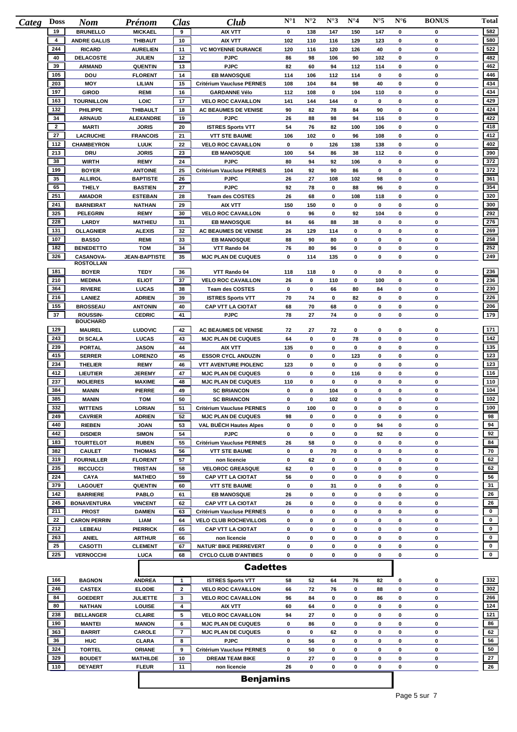| Categ | Doss | Nom | Prénom | Clas | Club | N°1 | N°2 | N°3 | N°4 | N°5 | N°6 | BONUS | Total |
|---|---|---|---|---|---|---|---|---|---|---|---|---|---|
| | 19 | BRUNELLO | MICKAEL | 9 | AIX VTT | 0 | 138 | 147 | 150 | 147 | 0 | 0 | 582 |
| | 4 | ANDRE GALLIS | THIBAUT | 10 | AIX VTT | 102 | 110 | 116 | 129 | 123 | 0 | 0 | 580 |
| | 244 | RICARD | AURELIEN | 11 | VC MOYENNE DURANCE | 120 | 116 | 120 | 126 | 40 | 0 | 0 | 522 |
| | 40 | DELACOSTE | JULIEN | 12 | PJPC | 86 | 98 | 106 | 90 | 102 | 0 | 0 | 482 |
| | 39 | ARMAND | QUENTIN | 13 | PJPC | 82 | 60 | 94 | 112 | 114 | 0 | 0 | 462 |
| | 105 | DOU | FLORENT | 14 | EB MANOSQUE | 114 | 106 | 112 | 114 | 0 | 0 | 0 | 446 |
| | 203 | MOY | LILIAN | 15 | Critérium Vaucluse PERNES | 108 | 104 | 84 | 98 | 40 | 0 | 0 | 434 |
| | 197 | GIROD | REMI | 16 | GARDANNE Vélo | 112 | 108 | 0 | 104 | 110 | 0 | 0 | 434 |
| | 163 | TOURNILLON | LOIC | 17 | VELO ROC CAVAILLON | 141 | 144 | 144 | 0 | 0 | 0 | 0 | 429 |
| | 132 | PHILIPPE | THIBAULT | 18 | AC BEAUMES DE VENISE | 90 | 82 | 78 | 84 | 90 | 0 | 0 | 424 |
| | 34 | ARNAUD | ALEXANDRE | 19 | PJPC | 26 | 88 | 98 | 94 | 116 | 0 | 0 | 422 |
| | 2 | MARTI | JORIS | 20 | ISTRES Sports VTT | 54 | 76 | 82 | 100 | 106 | 0 | 0 | 418 |
| | 27 | LACRUCHE | FRANCOIS | 21 | VTT STE BAUME | 106 | 102 | 0 | 96 | 108 | 0 | 0 | 412 |
| | 112 | CHAMBEYRON | LUUK | 22 | VELO ROC CAVAILLON | 0 | 0 | 126 | 138 | 138 | 0 | 0 | 402 |
| | 213 | DRU | JORIS | 23 | EB MANOSQUE | 100 | 54 | 86 | 38 | 112 | 0 | 0 | 390 |
| | 38 | WIRTH | REMY | 24 | PJPC | 80 | 94 | 92 | 106 | 0 | 0 | 0 | 372 |
| | 199 | BOYER | ANTOINE | 25 | Critérium Vaucluse PERNES | 104 | 92 | 90 | 86 | 0 | 0 | 0 | 372 |
| | 35 | ALLIROL | BAPTISTE | 26 | PJPC | 26 | 27 | 108 | 102 | 98 | 0 | 0 | 361 |
| | 65 | THELY | BASTIEN | 27 | PJPC | 92 | 78 | 0 | 88 | 96 | 0 | 0 | 354 |
| | 251 | AMADOR | ESTEBAN | 28 | Team des COSTES | 26 | 68 | 0 | 108 | 118 | 0 | 0 | 320 |
| | 241 | BARNEIRAT | NATHAN | 29 | AIX VTT | 150 | 150 | 0 | 0 | 0 | 0 | 0 | 300 |
| | 325 | PELEGRIN | REMY | 30 | VELO ROC CAVAILLON | 0 | 96 | 0 | 92 | 104 | 0 | 0 | 292 |
| | 228 | LARDY | MATHIEU | 31 | EB MANOSQUE | 84 | 66 | 88 | 38 | 0 | 0 | 0 | 276 |
| | 131 | OLLAGNIER | ALEXIS | 32 | AC BEAUMES DE VENISE | 26 | 129 | 114 | 0 | 0 | 0 | 0 | 269 |
| | 107 | BASSO | REMI | 33 | EB MANOSQUE | 88 | 90 | 80 | 0 | 0 | 0 | 0 | 258 |
| | 182 | BENEDETTO | TOM | 34 | VTT Rando 04 | 76 | 80 | 96 | 0 | 0 | 0 | 0 | 252 |
| | 326 | CASANOVA-ROSTOLLAN | JEAN-BAPTISTE | 35 | MJC PLAN DE CUQUES | 0 | 114 | 135 | 0 | 0 | 0 | 0 | 249 |
| | 181 | BOYER | TEDY | 36 | VTT Rando 04 | 118 | 118 | 0 | 0 | 0 | 0 | 0 | 236 |
| | 210 | MEDINA | ELIOT | 37 | VELO ROC CAVAILLON | 26 | 0 | 110 | 0 | 100 | 0 | 0 | 236 |
| | 364 | RIVIERE | LUCAS | 38 | Team des COSTES | 0 | 0 | 66 | 80 | 84 | 0 | 0 | 230 |
| | 216 | LANIEZ | ADRIEN | 39 | ISTRES Sports VTT | 70 | 74 | 0 | 82 | 0 | 0 | 0 | 226 |
| | 155 | BROSSEAU | ANTONIN | 40 | CAP VTT LA CIOTAT | 68 | 70 | 68 | 0 | 0 | 0 | 0 | 206 |
| | 37 | ROUSSIN-BOUCHARD | CEDRIC | 41 | PJPC | 78 | 27 | 74 | 0 | 0 | 0 | 0 | 179 |
| | 129 | MAUREL | LUDOVIC | 42 | AC BEAUMES DE VENISE | 72 | 27 | 72 | 0 | 0 | 0 | 0 | 171 |
| | 243 | DI SCALA | LUCAS | 43 | MJC PLAN DE CUQUES | 64 | 0 | 0 | 78 | 0 | 0 | 0 | 142 |
| | 239 | PORTAL | JASON | 44 | AIX VTT | 135 | 0 | 0 | 0 | 0 | 0 | 0 | 135 |
| | 415 | SERRER | LORENZO | 45 | ESSOR CYCL ANDUZIN | 0 | 0 | 0 | 123 | 0 | 0 | 0 | 123 |
| | 234 | THELIER | REMY | 46 | VTT AVENTURE PIOLENC | 123 | 0 | 0 | 0 | 0 | 0 | 0 | 123 |
| | 412 | LIEUTIER | JEREMY | 47 | MJC PLAN DE CUQUES | 0 | 0 | 0 | 116 | 0 | 0 | 0 | 116 |
| | 237 | MOLIERES | MAXIME | 48 | MJC PLAN DE CUQUES | 110 | 0 | 0 | 0 | 0 | 0 | 0 | 110 |
| | 384 | MANIN | PIERRE | 49 | SC BRIANCON | 0 | 0 | 104 | 0 | 0 | 0 | 0 | 104 |
| | 385 | MANIN | TOM | 50 | SC BRIANCON | 0 | 0 | 102 | 0 | 0 | 0 | 0 | 102 |
| | 332 | WITTENS | LORIAN | 51 | Critérium Vaucluse PERNES | 0 | 100 | 0 | 0 | 0 | 0 | 0 | 100 |
| | 249 | CAVRIER | ADRIEN | 52 | MJC PLAN DE CUQUES | 98 | 0 | 0 | 0 | 0 | 0 | 0 | 98 |
| | 440 | RIEBEN | JOAN | 53 | VAL BUËCH Hautes Alpes | 0 | 0 | 0 | 0 | 94 | 0 | 0 | 94 |
| | 442 | DISDIER | SIMON | 54 | PJPC | 0 | 0 | 0 | 0 | 92 | 0 | 0 | 92 |
| | 183 | TOURTELOT | RUBEN | 55 | Critérium Vaucluse PERNES | 26 | 58 | 0 | 0 | 0 | 0 | 0 | 84 |
| | 382 | CAULET | THOMAS | 56 | VTT STE BAUME | 0 | 0 | 70 | 0 | 0 | 0 | 0 | 70 |
| | 319 | FOURNILLER | FLORENT | 57 | non licencie | 0 | 62 | 0 | 0 | 0 | 0 | 0 | 62 |
| | 235 | RICCUCCI | TRISTAN | 58 | VELOROC GREASQUE | 62 | 0 | 0 | 0 | 0 | 0 | 0 | 62 |
| | 224 | CAYA | MATHEO | 59 | CAP VTT LA CIOTAT | 56 | 0 | 0 | 0 | 0 | 0 | 0 | 56 |
| | 379 | LAGOUET | QUENTIN | 60 | VTT STE BAUME | 0 | 0 | 31 | 0 | 0 | 0 | 0 | 31 |
| | 142 | BARRIERE | PABLO | 61 | EB MANOSQUE | 26 | 0 | 0 | 0 | 0 | 0 | 0 | 26 |
| | 245 | BONAVENTURA | VINCENT | 62 | CAP VTT LA CIOTAT | 26 | 0 | 0 | 0 | 0 | 0 | 0 | 26 |
| | 211 | PROST | DAMIEN | 63 | Critérium Vaucluse PERNES | 0 | 0 | 0 | 0 | 0 | 0 | 0 | 0 |
| | 22 | CARON PERRIN | LIAM | 64 | VELO CLUB ROCHEVILLOIS | 0 | 0 | 0 | 0 | 0 | 0 | 0 | 0 |
| | 212 | LEBEAU | PIERRICK | 65 | CAP VTT LA CIOTAT | 0 | 0 | 0 | 0 | 0 | 0 | 0 | 0 |
| | 263 | ANIEL | ARTHUR | 66 | non licencie | 0 | 0 | 0 | 0 | 0 | 0 | 0 | 0 |
| | 25 | CASOTTI | CLEMENT | 67 | NATUR' BIKE PIERREVERT | 0 | 0 | 0 | 0 | 0 | 0 | 0 | 0 |
| | 225 | VERNOCCHI | LUCA | 68 | CYCLO CLUB D'ANTIBES | 0 | 0 | 0 | 0 | 0 | 0 | 0 | 0 |

## Cadettes

| Categ | Doss | Nom | Prénom | Clas | Club | N°1 | N°2 | N°3 | N°4 | N°5 | N°6 | BONUS | Total |
|---|---|---|---|---|---|---|---|---|---|---|---|---|---|
| | 166 | BAGNON | ANDREA | 1 | ISTRES Sports VTT | 58 | 52 | 64 | 76 | 82 | 0 | 0 | 332 |
| | 246 | CASTEX | ELODIE | 2 | VELO ROC CAVAILLON | 66 | 72 | 76 | 0 | 88 | 0 | 0 | 302 |
| | 84 | GOEDERT | JULIETTE | 3 | VELO ROC CAVAILLON | 96 | 84 | 0 | 0 | 86 | 0 | 0 | 266 |
| | 80 | NATHAN | LOUISE | 4 | AIX VTT | 60 | 64 | 0 | 0 | 0 | 0 | 0 | 124 |
| | 238 | BELLANGER | CLAIRE | 5 | VELO ROC CAVAILLON | 94 | 27 | 0 | 0 | 0 | 0 | 0 | 121 |
| | 190 | MANTEI | MANON | 6 | MJC PLAN DE CUQUES | 0 | 86 | 0 | 0 | 0 | 0 | 0 | 86 |
| | 363 | BARRIT | CAROLE | 7 | MJC PLAN DE CUQUES | 0 | 0 | 62 | 0 | 0 | 0 | 0 | 62 |
| | 36 | HUC | CLARA | 8 | PJPC | 0 | 56 | 0 | 0 | 0 | 0 | 0 | 56 |
| | 324 | TORTEL | ORIANE | 9 | Critérium Vaucluse PERNES | 0 | 50 | 0 | 0 | 0 | 0 | 0 | 50 |
| | 329 | BOUDET | MATHILDE | 10 | DREAM TEAM BIKE | 0 | 27 | 0 | 0 | 0 | 0 | 0 | 27 |
| | 110 | DEYAERT | FLEUR | 11 | non licencie | 26 | 0 | 0 | 0 | 0 | 0 | 0 | 26 |

## Benjamins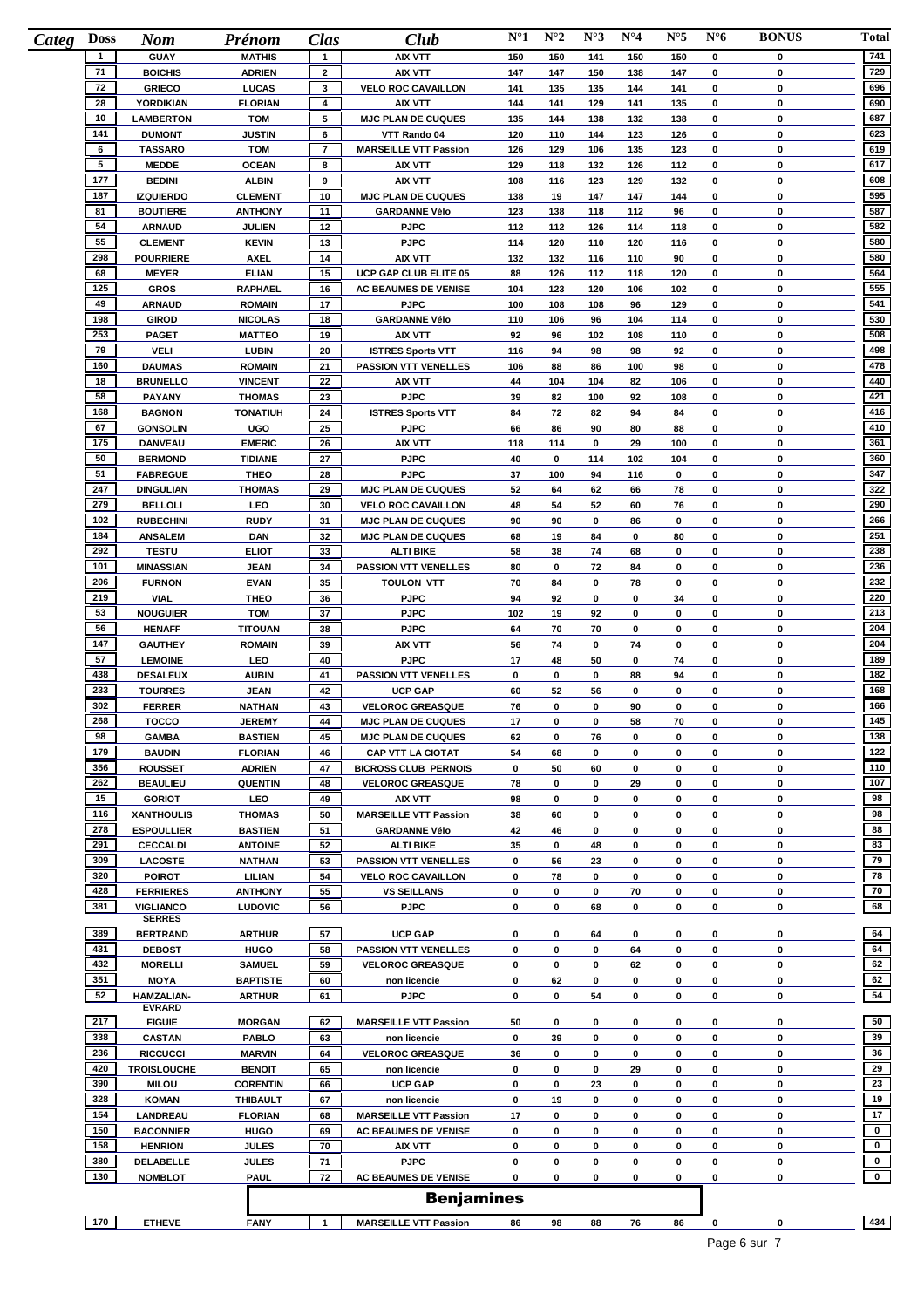| Categ | Doss | Nom | Prénom | Clas | Club | N°1 | N°2 | N°3 | N°4 | N°5 | N°6 | BONUS | Total |
|---|---|---|---|---|---|---|---|---|---|---|---|---|---|
| | 1 | GUAY | MATHIS | 1 | AIX VTT | 150 | 150 | 141 | 150 | 150 | 0 | 0 | 741 |
| | 71 | BOICHIS | ADRIEN | 2 | AIX VTT | 147 | 147 | 150 | 138 | 147 | 0 | 0 | 729 |
| | 72 | GRIECO | LUCAS | 3 | VELO ROC CAVAILLON | 141 | 135 | 135 | 144 | 141 | 0 | 0 | 696 |
| | 28 | YORDIKIAN | FLORIAN | 4 | AIX VTT | 144 | 141 | 129 | 141 | 135 | 0 | 0 | 690 |
| | 10 | LAMBERTON | TOM | 5 | MJC PLAN DE CUQUES | 135 | 144 | 138 | 132 | 138 | 0 | 0 | 687 |
| | 141 | DUMONT | JUSTIN | 6 | VTT Rando 04 | 120 | 110 | 144 | 123 | 126 | 0 | 0 | 623 |
| | 6 | TASSARO | TOM | 7 | MARSEILLE VTT Passion | 126 | 129 | 106 | 135 | 123 | 0 | 0 | 619 |
| | 5 | MEDDE | OCEAN | 8 | AIX VTT | 129 | 118 | 132 | 126 | 112 | 0 | 0 | 617 |
| | 177 | BEDINI | ALBIN | 9 | AIX VTT | 108 | 116 | 123 | 129 | 132 | 0 | 0 | 608 |
| | 187 | IZQUIERDO | CLEMENT | 10 | MJC PLAN DE CUQUES | 138 | 19 | 147 | 147 | 144 | 0 | 0 | 595 |
| | 81 | BOUTIERE | ANTHONY | 11 | GARDANNE Vélo | 123 | 138 | 118 | 112 | 96 | 0 | 0 | 587 |
| | 54 | ARNAUD | JULIEN | 12 | PJPC | 112 | 112 | 126 | 114 | 118 | 0 | 0 | 582 |
| | 55 | CLEMENT | KEVIN | 13 | PJPC | 114 | 120 | 110 | 120 | 116 | 0 | 0 | 580 |
| | 298 | POURRIERE | AXEL | 14 | AIX VTT | 132 | 132 | 116 | 110 | 90 | 0 | 0 | 580 |
| | 68 | MEYER | ELIAN | 15 | UCP GAP CLUB ELITE 05 | 88 | 126 | 112 | 118 | 120 | 0 | 0 | 564 |
| | 125 | GROS | RAPHAEL | 16 | AC BEAUMES DE VENISE | 104 | 123 | 120 | 106 | 102 | 0 | 0 | 555 |
| | 49 | ARNAUD | ROMAIN | 17 | PJPC | 100 | 108 | 108 | 96 | 129 | 0 | 0 | 541 |
| | 198 | GIROD | NICOLAS | 18 | GARDANNE Vélo | 110 | 106 | 96 | 104 | 114 | 0 | 0 | 530 |
| | 253 | PAGET | MATTEO | 19 | AIX VTT | 92 | 96 | 102 | 108 | 110 | 0 | 0 | 508 |
| | 79 | VELI | LUBIN | 20 | ISTRES Sports VTT | 116 | 94 | 98 | 98 | 92 | 0 | 0 | 498 |
| | 160 | DAUMAS | ROMAIN | 21 | PASSION VTT VENELLES | 106 | 88 | 86 | 100 | 98 | 0 | 0 | 478 |
| | 18 | BRUNELLO | VINCENT | 22 | AIX VTT | 44 | 104 | 104 | 82 | 106 | 0 | 0 | 440 |
| | 58 | PAYANY | THOMAS | 23 | PJPC | 39 | 82 | 100 | 92 | 108 | 0 | 0 | 421 |
| | 168 | BAGNON | TONATIUH | 24 | ISTRES Sports VTT | 84 | 72 | 82 | 94 | 84 | 0 | 0 | 416 |
| | 67 | GONSOLIN | UGO | 25 | PJPC | 66 | 86 | 90 | 80 | 88 | 0 | 0 | 410 |
| | 175 | DANVEAU | EMERIC | 26 | AIX VTT | 118 | 114 | 0 | 29 | 100 | 0 | 0 | 361 |
| | 50 | BERMOND | TIDIANE | 27 | PJPC | 40 | 0 | 114 | 102 | 104 | 0 | 0 | 360 |
| | 51 | FABREGUE | THEO | 28 | PJPC | 37 | 100 | 94 | 116 | 0 | 0 | 0 | 347 |
| | 247 | DINGULIAN | THOMAS | 29 | MJC PLAN DE CUQUES | 52 | 64 | 62 | 66 | 78 | 0 | 0 | 322 |
| | 279 | BELLOLI | LEO | 30 | VELO ROC CAVAILLON | 48 | 54 | 52 | 60 | 76 | 0 | 0 | 290 |
| | 102 | RUBECHINI | RUDY | 31 | MJC PLAN DE CUQUES | 90 | 90 | 0 | 86 | 0 | 0 | 0 | 266 |
| | 184 | ANSALEM | DAN | 32 | MJC PLAN DE CUQUES | 68 | 19 | 84 | 0 | 80 | 0 | 0 | 251 |
| | 292 | TESTU | ELIOT | 33 | ALTI BIKE | 58 | 38 | 74 | 68 | 0 | 0 | 0 | 238 |
| | 101 | MINASSIAN | JEAN | 34 | PASSION VTT VENELLES | 80 | 0 | 72 | 84 | 0 | 0 | 0 | 236 |
| | 206 | FURNON | EVAN | 35 | TOULON VTT | 70 | 84 | 0 | 78 | 0 | 0 | 0 | 232 |
| | 219 | VIAL | THEO | 36 | PJPC | 94 | 92 | 0 | 0 | 34 | 0 | 0 | 220 |
| | 53 | NOUGUIER | TOM | 37 | PJPC | 102 | 19 | 92 | 0 | 0 | 0 | 0 | 213 |
| | 56 | HENAFF | TITOUAN | 38 | PJPC | 64 | 70 | 70 | 0 | 0 | 0 | 0 | 204 |
| | 147 | GAUTHEY | ROMAIN | 39 | AIX VTT | 56 | 74 | 0 | 74 | 0 | 0 | 0 | 204 |
| | 57 | LEMOINE | LEO | 40 | PJPC | 17 | 48 | 50 | 0 | 74 | 0 | 0 | 189 |
| | 438 | DESALEUX | AUBIN | 41 | PASSION VTT VENELLES | 0 | 0 | 0 | 88 | 94 | 0 | 0 | 182 |
| | 233 | TOURRES | JEAN | 42 | UCP GAP | 60 | 52 | 56 | 0 | 0 | 0 | 0 | 168 |
| | 302 | FERRER | NATHAN | 43 | VELOROC GREASQUE | 76 | 0 | 0 | 90 | 0 | 0 | 0 | 166 |
| | 268 | TOCCO | JEREMY | 44 | MJC PLAN DE CUQUES | 17 | 0 | 0 | 58 | 70 | 0 | 0 | 145 |
| | 98 | GAMBA | BASTIEN | 45 | MJC PLAN DE CUQUES | 62 | 0 | 76 | 0 | 0 | 0 | 0 | 138 |
| | 179 | BAUDIN | FLORIAN | 46 | CAP VTT LA CIOTAT | 54 | 68 | 0 | 0 | 0 | 0 | 0 | 122 |
| | 356 | ROUSSET | ADRIEN | 47 | BICROSS CLUB PERNOIS | 0 | 50 | 60 | 0 | 0 | 0 | 0 | 110 |
| | 262 | BEAULIEU | QUENTIN | 48 | VELOROC GREASQUE | 78 | 0 | 0 | 29 | 0 | 0 | 0 | 107 |
| | 15 | GORIOT | LEO | 49 | AIX VTT | 98 | 0 | 0 | 0 | 0 | 0 | 0 | 98 |
| | 116 | XANTHOULIS | THOMAS | 50 | MARSEILLE VTT Passion | 38 | 60 | 0 | 0 | 0 | 0 | 0 | 98 |
| | 278 | ESPOULLIER | BASTIEN | 51 | GARDANNE Vélo | 42 | 46 | 0 | 0 | 0 | 0 | 0 | 88 |
| | 291 | CECCALDI | ANTOINE | 52 | ALTI BIKE | 35 | 0 | 48 | 0 | 0 | 0 | 0 | 83 |
| | 309 | LACOSTE | NATHAN | 53 | PASSION VTT VENELLES | 0 | 56 | 23 | 0 | 0 | 0 | 0 | 79 |
| | 320 | POIROT | LILIAN | 54 | VELO ROC CAVAILLON | 0 | 78 | 0 | 0 | 0 | 0 | 0 | 78 |
| | 428 | FERRIERES | ANTHONY | 55 | VS SEILLANS | 0 | 0 | 0 | 70 | 0 | 0 | 0 | 70 |
| | 381 | VIGLIANCO | LUDOVIC | 56 | PJPC | 0 | 0 | 68 | 0 | 0 | 0 | 0 | 68 |
| | 389 | SERRES BERTRAND | ARTHUR | 57 | UCP GAP | 0 | 0 | 64 | 0 | 0 | 0 | 0 | 64 |
| | 431 | DEBOST | HUGO | 58 | PASSION VTT VENELLES | 0 | 0 | 0 | 64 | 0 | 0 | 0 | 64 |
| | 432 | MORELLI | SAMUEL | 59 | VELOROC GREASQUE | 0 | 0 | 0 | 62 | 0 | 0 | 0 | 62 |
| | 351 | MOYA | BAPTISTE | 60 | non licencie | 0 | 62 | 0 | 0 | 0 | 0 | 0 | 62 |
| | 52 | HAMZALIAN-EVRARD | ARTHUR | 61 | PJPC | 0 | 0 | 54 | 0 | 0 | 0 | 0 | 54 |
| | 217 | FIGUIE | MORGAN | 62 | MARSEILLE VTT Passion | 50 | 0 | 0 | 0 | 0 | 0 | 0 | 50 |
| | 338 | CASTAN | PABLO | 63 | non licencie | 0 | 39 | 0 | 0 | 0 | 0 | 0 | 39 |
| | 236 | RICCUCCI | MARVIN | 64 | VELOROC GREASQUE | 36 | 0 | 0 | 0 | 0 | 0 | 0 | 36 |
| | 420 | TROISLOUCHE | BENOIT | 65 | non licencie | 0 | 0 | 0 | 29 | 0 | 0 | 0 | 29 |
| | 390 | MILOU | CORENTIN | 66 | UCP GAP | 0 | 0 | 23 | 0 | 0 | 0 | 0 | 23 |
| | 328 | KOMAN | THIBAULT | 67 | non licencie | 0 | 19 | 0 | 0 | 0 | 0 | 0 | 19 |
| | 154 | LANDREAU | FLORIAN | 68 | MARSEILLE VTT Passion | 17 | 0 | 0 | 0 | 0 | 0 | 0 | 17 |
| | 150 | BACONNIER | HUGO | 69 | AC BEAUMES DE VENISE | 0 | 0 | 0 | 0 | 0 | 0 | 0 | 0 |
| | 158 | HENRION | JULES | 70 | AIX VTT | 0 | 0 | 0 | 0 | 0 | 0 | 0 | 0 |
| | 380 | DELABELLE | JULES | 71 | PJPC | 0 | 0 | 0 | 0 | 0 | 0 | 0 | 0 |
| | 130 | NOMBLOT | PAUL | 72 | AC BEAUMES DE VENISE | 0 | 0 | 0 | 0 | 0 | 0 | 0 | 0 |

## Benjamines

| Categ | Doss | Nom | Prénom | Clas | Club | N°1 | N°2 | N°3 | N°4 | N°5 | N°6 | BONUS | Total |
|---|---|---|---|---|---|---|---|---|---|---|---|---|---|
| | 170 | ETHEVE | FANY | 1 | MARSEILLE VTT Passion | 86 | 98 | 88 | 76 | 86 | 0 | 0 | 434 |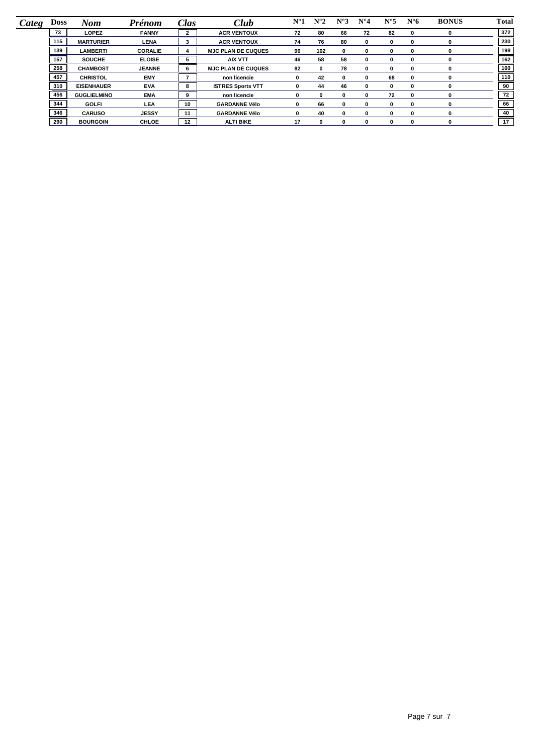| Categ | Doss | Nom | Prénom | Clas | Club | N°1 | N°2 | N°3 | N°4 | N°5 | N°6 | BONUS | Total |
|---|---|---|---|---|---|---|---|---|---|---|---|---|---|
| | 73 | LOPEZ | FANNY | 2 | ACR VENTOUX | 72 | 80 | 66 | 72 | 82 | 0 | 0 | 372 |
| | 115 | MARTURIER | LENA | 3 | ACR VENTOUX | 74 | 76 | 80 | 0 | 0 | 0 | 0 | 230 |
| | 139 | LAMBERTI | CORALIE | 4 | MJC PLAN DE CUQUES | 96 | 102 | 0 | 0 | 0 | 0 | 0 | 198 |
| | 157 | SOUCHE | ELOISE | 5 | AIX VTT | 46 | 58 | 58 | 0 | 0 | 0 | 0 | 162 |
| | 258 | CHAMBOST | JEANNE | 6 | MJC PLAN DE CUQUES | 82 | 0 | 78 | 0 | 0 | 0 | 0 | 160 |
| | 457 | CHRISTOL | EMY | 7 | non licencie | 0 | 42 | 0 | 0 | 68 | 0 | 0 | 110 |
| | 310 | EISENHAUER | EVA | 8 | ISTRES Sports VTT | 0 | 44 | 46 | 0 | 0 | 0 | 0 | 90 |
| | 456 | GUGLIELMINO | EMA | 9 | non licencie | 0 | 0 | 0 | 0 | 72 | 0 | 0 | 72 |
| | 344 | GOLFI | LEA | 10 | GARDANNE Vélo | 0 | 66 | 0 | 0 | 0 | 0 | 0 | 66 |
| | 346 | CARUSO | JESSY | 11 | GARDANNE Vélo | 0 | 40 | 0 | 0 | 0 | 0 | 0 | 40 |
| | 290 | BOURGOIN | CHLOE | 12 | ALTI BIKE | 17 | 0 | 0 | 0 | 0 | 0 | 0 | 17 |